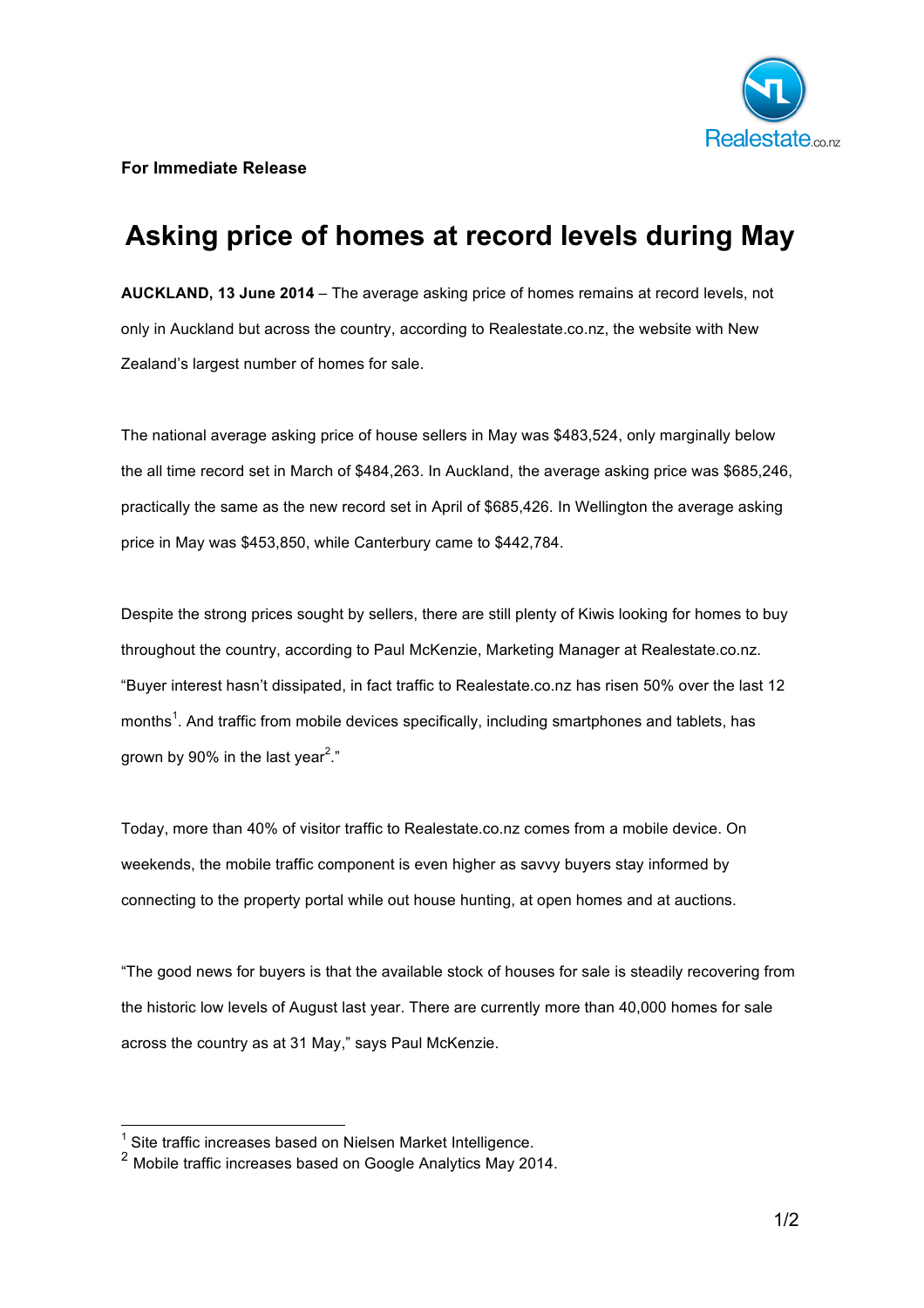**For Immediate Release**

# Asking price of homes at record levels during May

**AUCKLAND, 13 June 2014** – The average asking price of homes remains at record levels, not only in Auckland but across the country, according to Realestate.co.nz, the website with New Zealand's largest number of homes for sale.

The national average asking price of house sellers in May was $483,524, only marginally below the all time record set in March of $484,263. In Auckland, the average asking price was $685,246, practically the same as the new record set in April of $685,426. In Wellington the average asking price in May was $453,850, while Canterbury came to $442,784.

Despite the strong prices sought by sellers, there are still plenty of Kiwis looking for homes to buy throughout the country, according to Paul McKenzie, Marketing Manager at Realestate.co.nz. "Buyer interest hasn't dissipated, in fact traffic to Realestate.co.nz has risen 50% over the last 12 months[1]. And traffic from mobile devices specifically, including smartphones and tablets, has grown by 90% in the last year[2]."

Today, more than 40% of visitor traffic to Realestate.co.nz comes from a mobile device. On weekends, the mobile traffic component is even higher as savvy buyers stay informed by connecting to the property portal while out house hunting, at open homes and at auctions.

"The good news for buyers is that the available stock of houses for sale is steadily recovering from the historic low levels of August last year. There are currently more than 40,000 homes for sale across the country as at 31 May," says Paul McKenzie.

---

[1] Site traffic increases based on Nielsen Market Intelligence.

[2] Mobile traffic increases based on Google Analytics May 2014.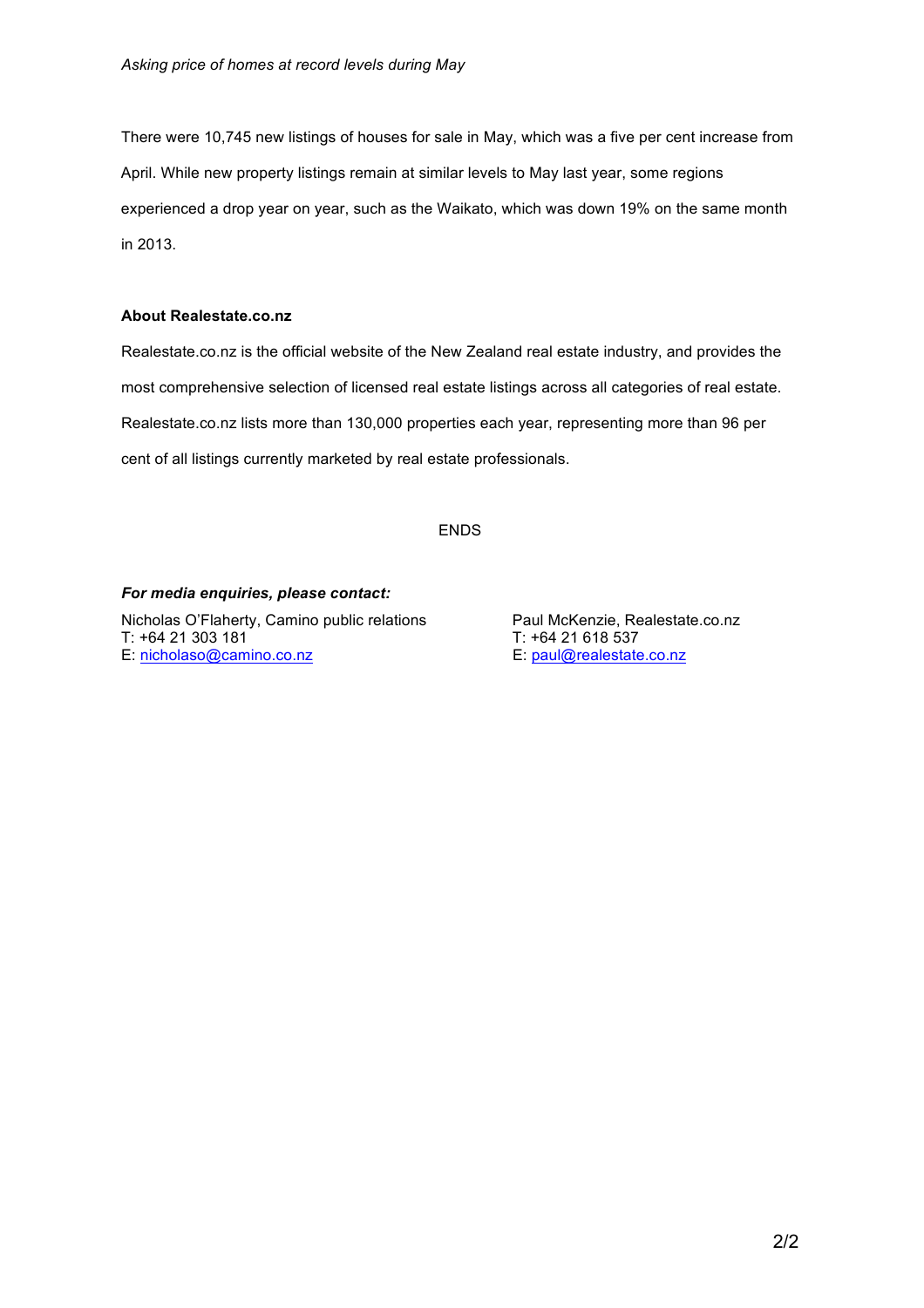There were 10,745 new listings of houses for sale in May, which was a five per cent increase from April. While new property listings remain at similar levels to May last year, some regions experienced a drop year on year, such as the Waikato, which was down 19% on the same month in 2013.

**About Realestate.co.nz**

Realestate.co.nz is the official website of the New Zealand real estate industry, and provides the most comprehensive selection of licensed real estate listings across all categories of real estate. Realestate.co.nz lists more than 130,000 properties each year, representing more than 96 per cent of all listings currently marketed by real estate professionals.

ENDS

***For media enquiries, please contact:***

Nicholas O'Flaherty, Camino public relations
T: +64 21 303 181
E: nicholaso@camino.co.nz

Paul McKenzie, Realestate.co.nz
T: +64 21 618 537
E: paul@realestate.co.nz